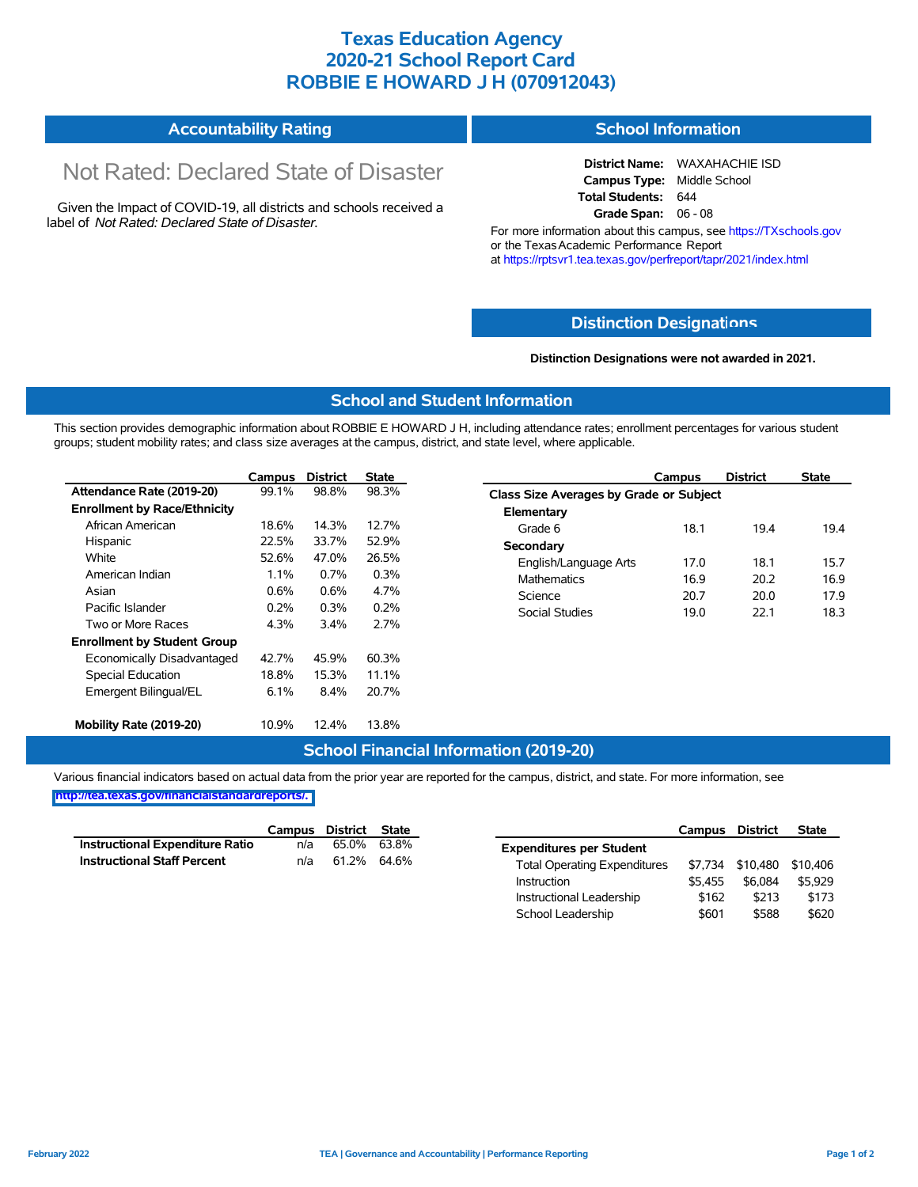# Texas Education Agency
# 2020-21 School Report Card
# ROBBIE E HOWARD J H (070912043)

## Accountability Rating

Not Rated: Declared State of Disaster

Given the Impact of COVID-19, all districts and schools received a label of *Not Rated: Declared State of Disaster*.

## School Information

**District Name:** WAXAHACHIE ISD
**Campus Type:** Middle School
**Total Students:** 644
**Grade Span:** 06 - 08

For more information about this campus, see https://TXschools.gov or the Texas Academic Performance Report at https://rptsvr1.tea.texas.gov/perfreport/tapr/2021/index.html

## Distinction Designations

**Distinction Designations were not awarded in 2021.**

## School and Student Information

This section provides demographic information about ROBBIE E HOWARD J H, including attendance rates; enrollment percentages for various student groups; student mobility rates; and class size averages at the campus, district, and state level, where applicable.

| | Campus | District | State |
|---|---|---|---|
| **Attendance Rate (2019-20)** | 99.1% | 98.8% | 98.3% |
| **Enrollment by Race/Ethnicity** | | | |
| African American | 18.6% | 14.3% | 12.7% |
| Hispanic | 22.5% | 33.7% | 52.9% |
| White | 52.6% | 47.0% | 26.5% |
| American Indian | 1.1% | 0.7% | 0.3% |
| Asian | 0.6% | 0.6% | 4.7% |
| Pacific Islander | 0.2% | 0.3% | 0.2% |
| Two or More Races | 4.3% | 3.4% | 2.7% |
| **Enrollment by Student Group** | | | |
| Economically Disadvantaged | 42.7% | 45.9% | 60.3% |
| Special Education | 18.8% | 15.3% | 11.1% |
| Emergent Bilingual/EL | 6.1% | 8.4% | 20.7% |
| **Mobility Rate (2019-20)** | 10.9% | 12.4% | 13.8% |

| | Campus | District | State |
|---|---|---|---|
| **Class Size Averages by Grade or Subject** | | | |
| **Elementary** | | | |
| Grade 6 | 18.1 | 19.4 | 19.4 |
| **Secondary** | | | |
| English/Language Arts | 17.0 | 18.1 | 15.7 |
| Mathematics | 16.9 | 20.2 | 16.9 |
| Science | 20.7 | 20.0 | 17.9 |
| Social Studies | 19.0 | 22.1 | 18.3 |

## School Financial Information (2019-20)

Various financial indicators based on actual data from the prior year are reported for the campus, district, and state. For more information, see http://tea.texas.gov/financialstandardreports/.

| | Campus | District | State |
|---|---|---|---|
| **Instructional Expenditure Ratio** | n/a | 65.0% | 63.8% |
| **Instructional Staff Percent** | n/a | 61.2% | 64.6% |

| | Campus | District | State |
|---|---|---|---|
| **Expenditures per Student** | | | |
| Total Operating Expenditures | $7,734 | $10,480 | $10,406 |
| Instruction | $5,455 | $6,084 | $5,929 |
| Instructional Leadership | $162 | $213 | $173 |
| School Leadership | $601 | $588 | $620 |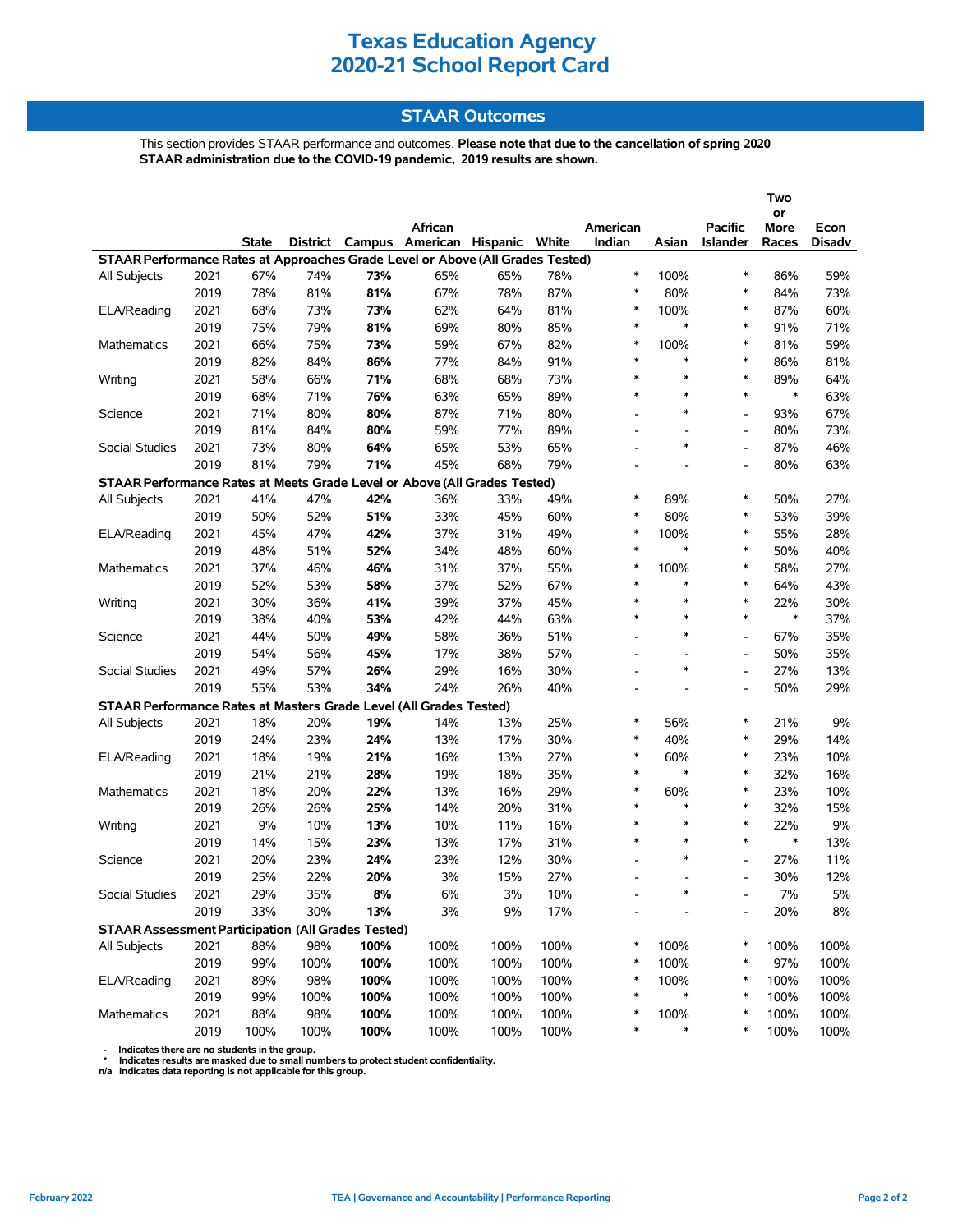# Texas Education Agency
# 2020-21 School Report Card

## STAAR Outcomes

This section provides STAAR performance and outcomes. **Please note that due to the cancellation of spring 2020 STAAR administration due to the COVID-19 pandemic, 2019 results are shown.**

| | | State | District | Campus | African American | Hispanic | White | American Indian | Asian | Pacific Islander | Two or More Races | Econ Disadv |
|---|---|---|---|---|---|---|---|---|---|---|---|---|
| **STAAR Performance Rates at Approaches Grade Level or Above (All Grades Tested)** | | | | | | | | | | | | |
| All Subjects | 2021 | 67% | 74% | **73%** | 65% | 65% | 78% | * | 100% | * | 86% | 59% |
| | 2019 | 78% | 81% | **81%** | 67% | 78% | 87% | * | 80% | * | 84% | 73% |
| ELA/Reading | 2021 | 68% | 73% | **73%** | 62% | 64% | 81% | * | 100% | * | 87% | 60% |
| | 2019 | 75% | 79% | **81%** | 69% | 80% | 85% | * | * | * | 91% | 71% |
| Mathematics | 2021 | 66% | 75% | **73%** | 59% | 67% | 82% | * | 100% | * | 81% | 59% |
| | 2019 | 82% | 84% | **86%** | 77% | 84% | 91% | * | * | * | 86% | 81% |
| Writing | 2021 | 58% | 66% | **71%** | 68% | 68% | 73% | * | * | * | 89% | 64% |
| | 2019 | 68% | 71% | **76%** | 63% | 65% | 89% | * | * | * | * | 63% |
| Science | 2021 | 71% | 80% | **80%** | 87% | 71% | 80% | - | * | - | 93% | 67% |
| | 2019 | 81% | 84% | **80%** | 59% | 77% | 89% | - | - | - | 80% | 73% |
| Social Studies | 2021 | 73% | 80% | **64%** | 65% | 53% | 65% | - | * | - | 87% | 46% |
| | 2019 | 81% | 79% | **71%** | 45% | 68% | 79% | - | - | - | 80% | 63% |
| **STAAR Performance Rates at Meets Grade Level or Above (All Grades Tested)** | | | | | | | | | | | | |
| All Subjects | 2021 | 41% | 47% | **42%** | 36% | 33% | 49% | * | 89% | * | 50% | 27% |
| | 2019 | 50% | 52% | **51%** | 33% | 45% | 60% | * | 80% | * | 53% | 39% |
| ELA/Reading | 2021 | 45% | 47% | **42%** | 37% | 31% | 49% | * | 100% | * | 55% | 28% |
| | 2019 | 48% | 51% | **52%** | 34% | 48% | 60% | * | * | * | 50% | 40% |
| Mathematics | 2021 | 37% | 46% | **46%** | 31% | 37% | 55% | * | 100% | * | 58% | 27% |
| | 2019 | 52% | 53% | **58%** | 37% | 52% | 67% | * | * | * | 64% | 43% |
| Writing | 2021 | 30% | 36% | **41%** | 39% | 37% | 45% | * | * | * | 22% | 30% |
| | 2019 | 38% | 40% | **53%** | 42% | 44% | 63% | * | * | * | * | 37% |
| Science | 2021 | 44% | 50% | **49%** | 58% | 36% | 51% | - | * | - | 67% | 35% |
| | 2019 | 54% | 56% | **45%** | 17% | 38% | 57% | - | - | - | 50% | 35% |
| Social Studies | 2021 | 49% | 57% | **26%** | 29% | 16% | 30% | - | * | - | 27% | 13% |
| | 2019 | 55% | 53% | **34%** | 24% | 26% | 40% | - | - | - | 50% | 29% |
| **STAAR Performance Rates at Masters Grade Level (All Grades Tested)** | | | | | | | | | | | | |
| All Subjects | 2021 | 18% | 20% | **19%** | 14% | 13% | 25% | * | 56% | * | 21% | 9% |
| | 2019 | 24% | 23% | **24%** | 13% | 17% | 30% | * | 40% | * | 29% | 14% |
| ELA/Reading | 2021 | 18% | 19% | **21%** | 16% | 13% | 27% | * | 60% | * | 23% | 10% |
| | 2019 | 21% | 21% | **28%** | 19% | 18% | 35% | * | * | * | 32% | 16% |
| Mathematics | 2021 | 18% | 20% | **22%** | 13% | 16% | 29% | * | 60% | * | 23% | 10% |
| | 2019 | 26% | 26% | **25%** | 14% | 20% | 31% | * | * | * | 32% | 15% |
| Writing | 2021 | 9% | 10% | **13%** | 10% | 11% | 16% | * | * | * | 22% | 9% |
| | 2019 | 14% | 15% | **23%** | 13% | 17% | 31% | * | * | * | * | 13% |
| Science | 2021 | 20% | 23% | **24%** | 23% | 12% | 30% | - | * | - | 27% | 11% |
| | 2019 | 25% | 22% | **20%** | 3% | 15% | 27% | - | - | - | 30% | 12% |
| Social Studies | 2021 | 29% | 35% | **8%** | 6% | 3% | 10% | - | * | - | 7% | 5% |
| | 2019 | 33% | 30% | **13%** | 3% | 9% | 17% | - | - | - | 20% | 8% |
| **STAAR Assessment Participation (All Grades Tested)** | | | | | | | | | | | | |
| All Subjects | 2021 | 88% | 98% | **100%** | 100% | 100% | 100% | * | 100% | * | 100% | 100% |
| | 2019 | 99% | 100% | **100%** | 100% | 100% | 100% | * | 100% | * | 97% | 100% |
| ELA/Reading | 2021 | 89% | 98% | **100%** | 100% | 100% | 100% | * | 100% | * | 100% | 100% |
| | 2019 | 99% | 100% | **100%** | 100% | 100% | 100% | * | * | * | 100% | 100% |
| Mathematics | 2021 | 88% | 98% | **100%** | 100% | 100% | 100% | * | 100% | * | 100% | 100% |
| | 2019 | 100% | 100% | **100%** | 100% | 100% | 100% | * | * | * | 100% | 100% |

- Indicates there are no students in the group.
\* Indicates results are masked due to small numbers to protect student confidentiality.
n/a Indicates data reporting is not applicable for this group.

February 2022 TEA | Governance and Accountability | Performance Reporting